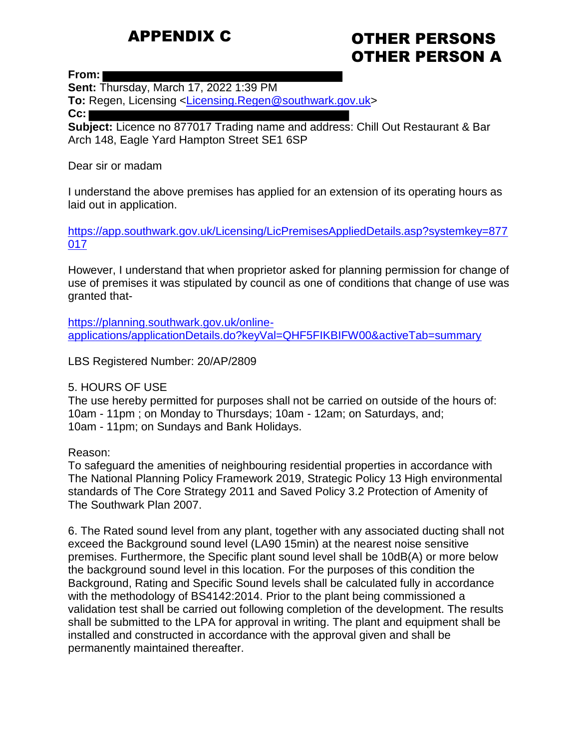# APPENDIX C

# OTHER PERSONS
# OTHER PERSON A

**From:** 
**Sent:** Thursday, March 17, 2022 1:39 PM
**To:** Regen, Licensing <Licensing.Regen@southwark.gov.uk>
**Cc:** 
**Subject:** Licence no 877017 Trading name and address: Chill Out Restaurant & Bar Arch 148, Eagle Yard Hampton Street SE1 6SP

Dear sir or madam

I understand the above premises has applied for an extension of its operating hours as laid out in application.

https://app.southwark.gov.uk/Licensing/LicPremisesAppliedDetails.asp?systemkey=877017

However, I understand that when proprietor asked for planning permission for change of use of premises it was stipulated by council as one of conditions that change of use was granted that-

https://planning.southwark.gov.uk/online-applications/applicationDetails.do?keyVal=QHF5FIKBIFW00&activeTab=summary

LBS Registered Number: 20/AP/2809

5. HOURS OF USE
The use hereby permitted for purposes shall not be carried on outside of the hours of:
10am - 11pm ; on Monday to Thursdays; 10am - 12am; on Saturdays, and;
10am - 11pm; on Sundays and Bank Holidays.

Reason:
To safeguard the amenities of neighbouring residential properties in accordance with The National Planning Policy Framework 2019, Strategic Policy 13 High environmental standards of The Core Strategy 2011 and Saved Policy 3.2 Protection of Amenity of The Southwark Plan 2007.

6. The Rated sound level from any plant, together with any associated ducting shall not exceed the Background sound level (LA90 15min) at the nearest noise sensitive premises. Furthermore, the Specific plant sound level shall be 10dB(A) or more below the background sound level in this location. For the purposes of this condition the Background, Rating and Specific Sound levels shall be calculated fully in accordance with the methodology of BS4142:2014. Prior to the plant being commissioned a validation test shall be carried out following completion of the development. The results shall be submitted to the LPA for approval in writing. The plant and equipment shall be installed and constructed in accordance with the approval given and shall be permanently maintained thereafter.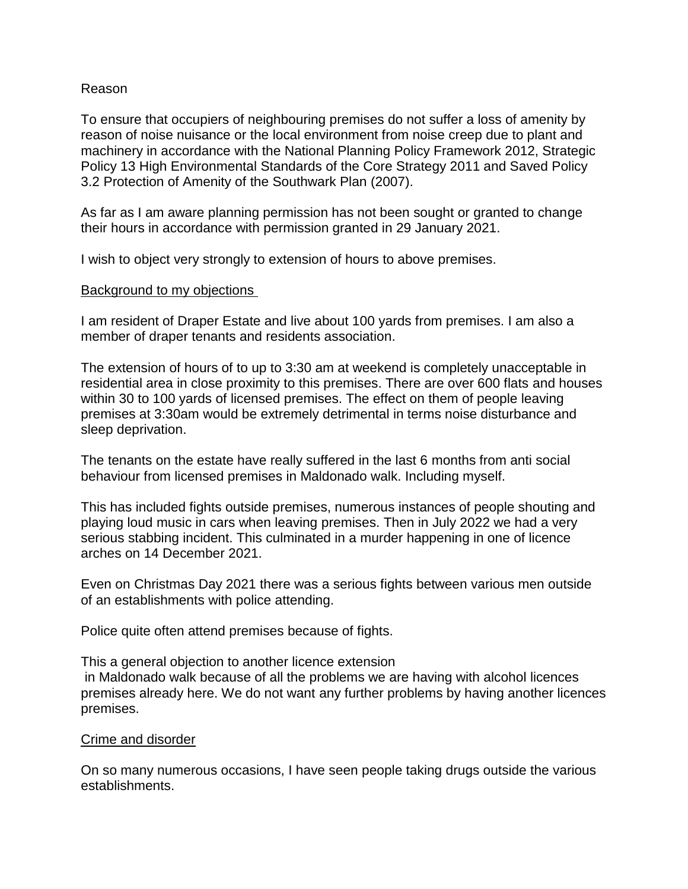Reason

To ensure that occupiers of neighbouring premises do not suffer a loss of amenity by reason of noise nuisance or the local environment from noise creep due to plant and machinery in accordance with the National Planning Policy Framework 2012, Strategic Policy 13 High Environmental Standards of the Core Strategy 2011 and Saved Policy 3.2 Protection of Amenity of the Southwark Plan (2007).

As far as I am aware planning permission has not been sought or granted to change their hours in accordance with permission granted in 29 January 2021.

I wish to object very strongly to extension of hours to above premises.

<u>Background to my objections</u>

I am resident of Draper Estate and live about 100 yards from premises. I am also a member of draper tenants and residents association.

The extension of hours of to up to 3:30 am at weekend is completely unacceptable in residential area in close proximity to this premises. There are over 600 flats and houses within 30 to 100 yards of licensed premises. The effect on them of people leaving premises at 3:30am would be extremely detrimental in terms noise disturbance and sleep deprivation.

The tenants on the estate have really suffered in the last 6 months from anti social behaviour from licensed premises in Maldonado walk. Including myself.

This has included fights outside premises, numerous instances of people shouting and playing loud music in cars when leaving premises. Then in July 2022 we had a very serious stabbing incident. This culminated in a murder happening in one of licence arches on 14 December 2021.

Even on Christmas Day 2021 there was a serious fights between various men outside of an establishments with police attending.

Police quite often attend premises because of fights.

This a general objection to another licence extension
in Maldonado walk because of all the problems we are having with alcohol licences premises already here. We do not want any further problems by having another licences premises.

<u>Crime and disorder</u>

On so many numerous occasions, I have seen people taking drugs outside the various establishments.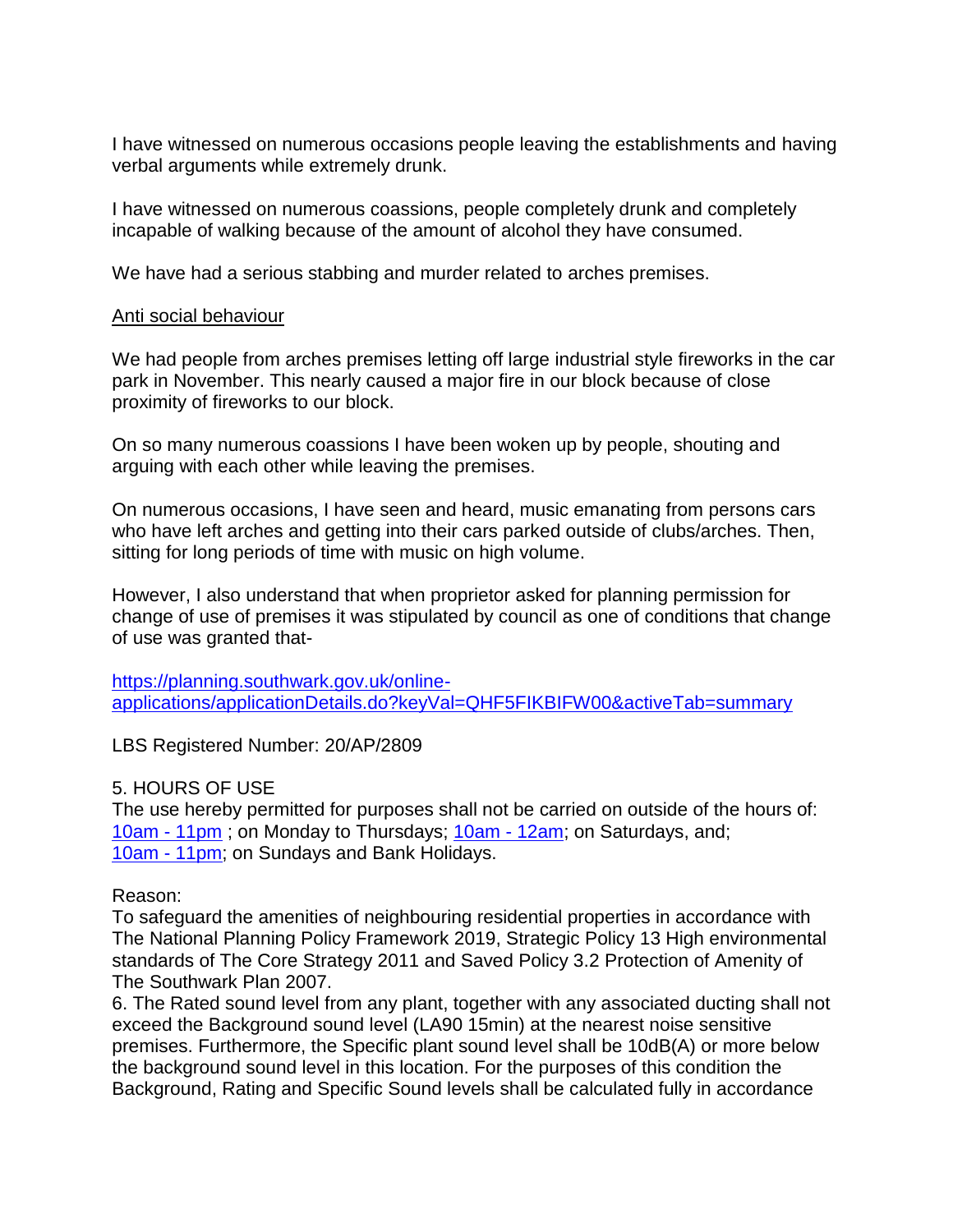I have witnessed on numerous occasions people leaving the establishments and having verbal arguments while extremely drunk.

I have witnessed on numerous coassions, people completely drunk and completely incapable of walking because of the amount of alcohol they have consumed.

We have had a serious stabbing and murder related to arches premises.

Anti social behaviour

We had people from arches premises letting off large industrial style fireworks in the car park in November. This nearly caused a major fire in our block because of close proximity of fireworks to our block.

On so many numerous coassions I have been woken up by people, shouting and arguing with each other while leaving the premises.

On numerous occasions, I have seen and heard, music emanating from persons cars who have left arches and getting into their cars parked outside of clubs/arches. Then, sitting for long periods of time with music on high volume.

However, I also understand that when proprietor asked for planning permission for change of use of premises it was stipulated by council as one of conditions that change of use was granted that-

https://planning.southwark.gov.uk/online-applications/applicationDetails.do?keyVal=QHF5FIKBIFW00&activeTab=summary

LBS Registered Number: 20/AP/2809

5. HOURS OF USE
The use hereby permitted for purposes shall not be carried on outside of the hours of: 10am - 11pm ; on Monday to Thursdays; 10am - 12am; on Saturdays, and; 10am - 11pm; on Sundays and Bank Holidays.

Reason:
To safeguard the amenities of neighbouring residential properties in accordance with The National Planning Policy Framework 2019, Strategic Policy 13 High environmental standards of The Core Strategy 2011 and Saved Policy 3.2 Protection of Amenity of The Southwark Plan 2007.

6. The Rated sound level from any plant, together with any associated ducting shall not exceed the Background sound level (LA90 15min) at the nearest noise sensitive premises. Furthermore, the Specific plant sound level shall be 10dB(A) or more below the background sound level in this location. For the purposes of this condition the Background, Rating and Specific Sound levels shall be calculated fully in accordance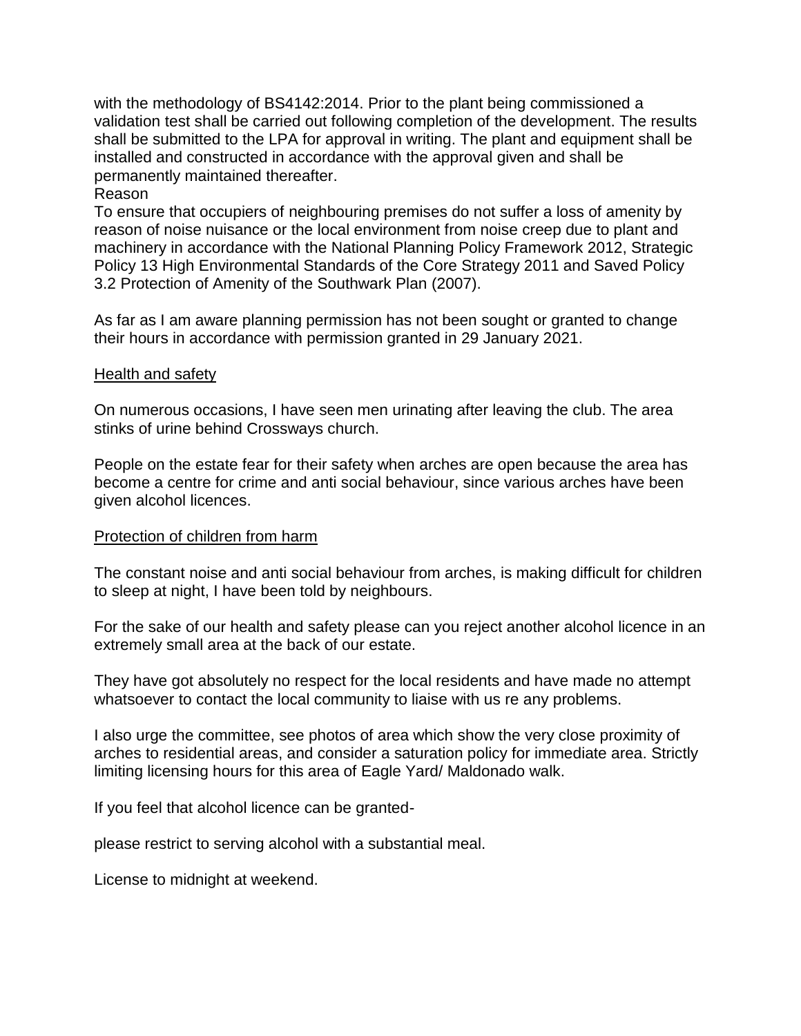with the methodology of BS4142:2014. Prior to the plant being commissioned a validation test shall be carried out following completion of the development. The results shall be submitted to the LPA for approval in writing. The plant and equipment shall be installed and constructed in accordance with the approval given and shall be permanently maintained thereafter.

Reason

To ensure that occupiers of neighbouring premises do not suffer a loss of amenity by reason of noise nuisance or the local environment from noise creep due to plant and machinery in accordance with the National Planning Policy Framework 2012, Strategic Policy 13 High Environmental Standards of the Core Strategy 2011 and Saved Policy 3.2 Protection of Amenity of the Southwark Plan (2007).

As far as I am aware planning permission has not been sought or granted to change their hours in accordance with permission granted in 29 January 2021.

Health and safety

On numerous occasions, I have seen men urinating after leaving the club. The area stinks of urine behind Crossways church.

People on the estate fear for their safety when arches are open because the area has become a centre for crime and anti social behaviour, since various arches have been given alcohol licences.

Protection of children from harm

The constant noise and anti social behaviour from arches, is making difficult for children to sleep at night, I have been told by neighbours.

For the sake of our health and safety please can you reject another alcohol licence in an extremely small area at the back of our estate.

They have got absolutely no respect for the local residents and have made no attempt whatsoever to contact the local community to liaise with us re any problems.

I also urge the committee, see photos of area which show the very close proximity of arches to residential areas, and consider a saturation policy for immediate area. Strictly limiting licensing hours for this area of Eagle Yard/ Maldonado walk.

If you feel that alcohol licence can be granted-

please restrict to serving alcohol with a substantial meal.

License to midnight at weekend.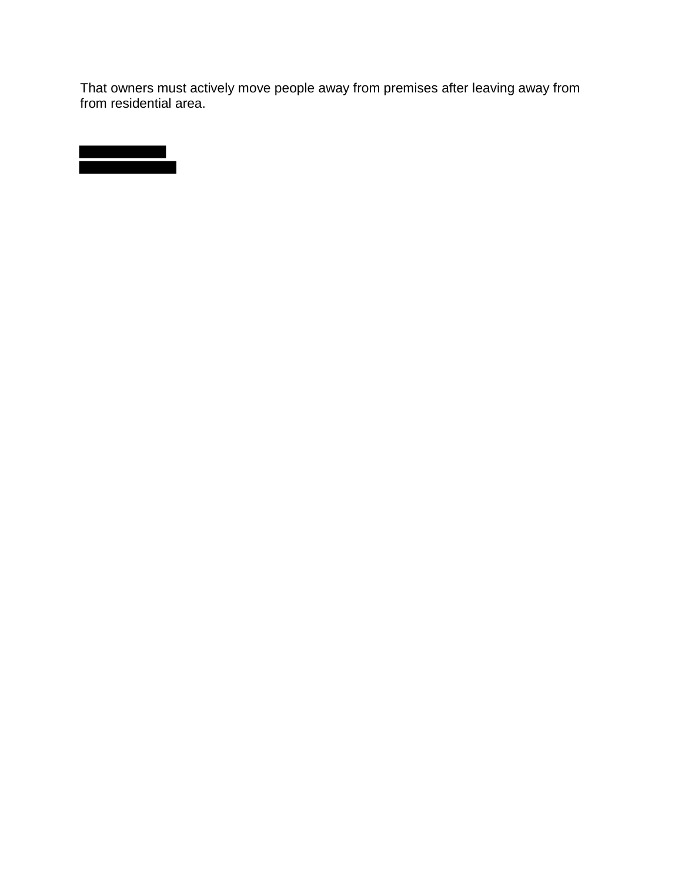That owners must actively move people away from premises after leaving away from from residential area.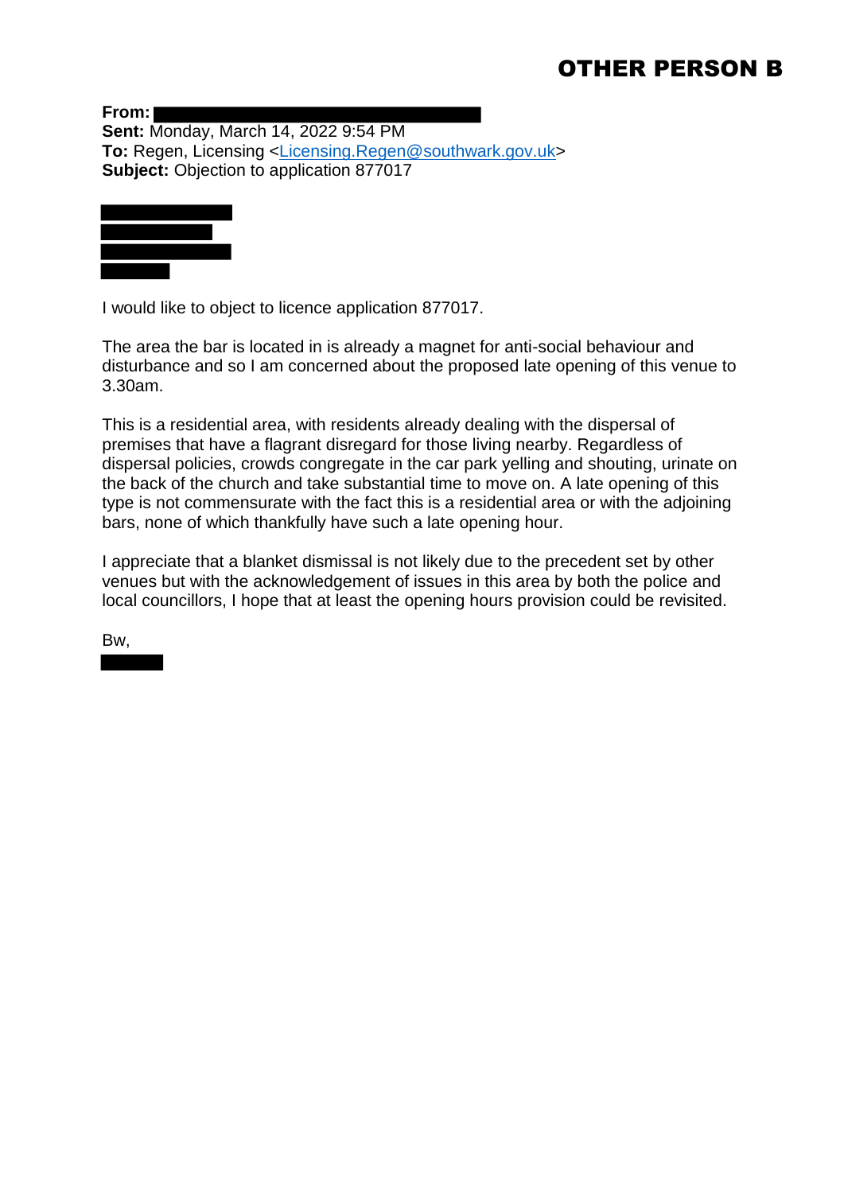# OTHER PERSON B

**From:**
**Sent:** Monday, March 14, 2022 9:54 PM
**To:** Regen, Licensing <Licensing.Regen@southwark.gov.uk>
**Subject:** Objection to application 877017

I would like to object to licence application 877017.

The area the bar is located in is already a magnet for anti-social behaviour and disturbance and so I am concerned about the proposed late opening of this venue to 3.30am.

This is a residential area, with residents already dealing with the dispersal of premises that have a flagrant disregard for those living nearby. Regardless of dispersal policies, crowds congregate in the car park yelling and shouting, urinate on the back of the church and take substantial time to move on. A late opening of this type is not commensurate with the fact this is a residential area or with the adjoining bars, none of which thankfully have such a late opening hour.

I appreciate that a blanket dismissal is not likely due to the precedent set by other venues but with the acknowledgement of issues in this area by both the police and local councillors, I hope that at least the opening hours provision could be revisited.

Bw,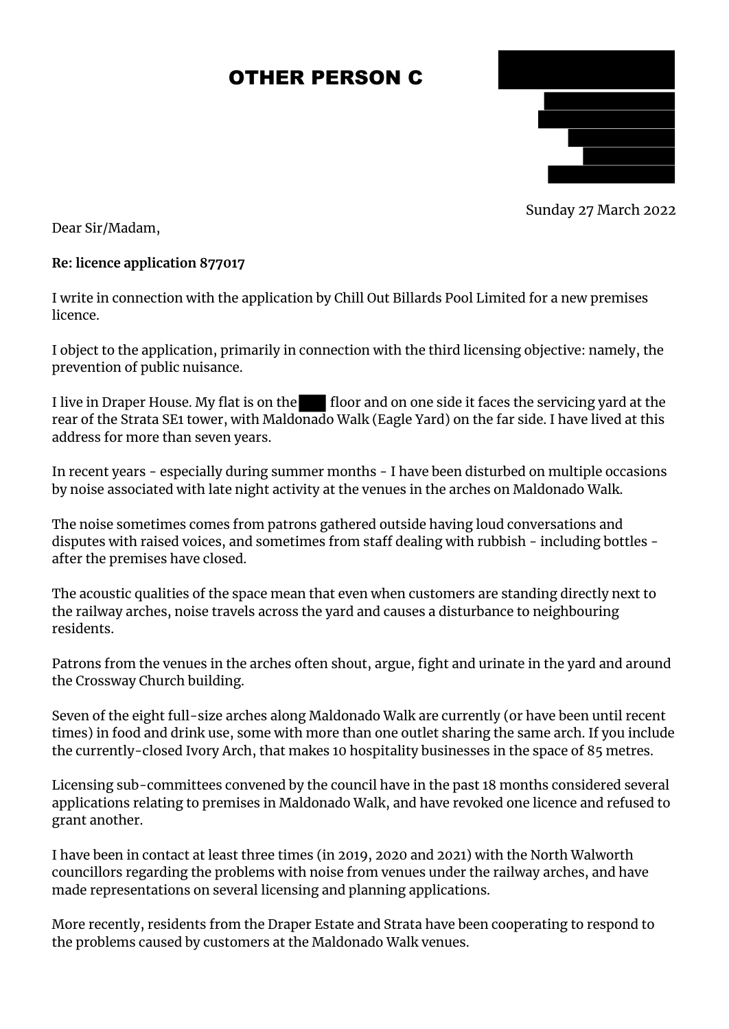# OTHER PERSON C

Sunday 27 March 2022

Dear Sir/Madam,

**Re: licence application 877017**

I write in connection with the application by Chill Out Billards Pool Limited for a new premises licence.

I object to the application, primarily in connection with the third licensing objective: namely, the prevention of public nuisance.

I live in Draper House. My flat is on the ███ floor and on one side it faces the servicing yard at the rear of the Strata SE1 tower, with Maldonado Walk (Eagle Yard) on the far side. I have lived at this address for more than seven years.

In recent years - especially during summer months - I have been disturbed on multiple occasions by noise associated with late night activity at the venues in the arches on Maldonado Walk.

The noise sometimes comes from patrons gathered outside having loud conversations and disputes with raised voices, and sometimes from staff dealing with rubbish - including bottles - after the premises have closed.

The acoustic qualities of the space mean that even when customers are standing directly next to the railway arches, noise travels across the yard and causes a disturbance to neighbouring residents.

Patrons from the venues in the arches often shout, argue, fight and urinate in the yard and around the Crossway Church building.

Seven of the eight full-size arches along Maldonado Walk are currently (or have been until recent times) in food and drink use, some with more than one outlet sharing the same arch. If you include the currently-closed Ivory Arch, that makes 10 hospitality businesses in the space of 85 metres.

Licensing sub-committees convened by the council have in the past 18 months considered several applications relating to premises in Maldonado Walk, and have revoked one licence and refused to grant another.

I have been in contact at least three times (in 2019, 2020 and 2021) with the North Walworth councillors regarding the problems with noise from venues under the railway arches, and have made representations on several licensing and planning applications.

More recently, residents from the Draper Estate and Strata have been cooperating to respond to the problems caused by customers at the Maldonado Walk venues.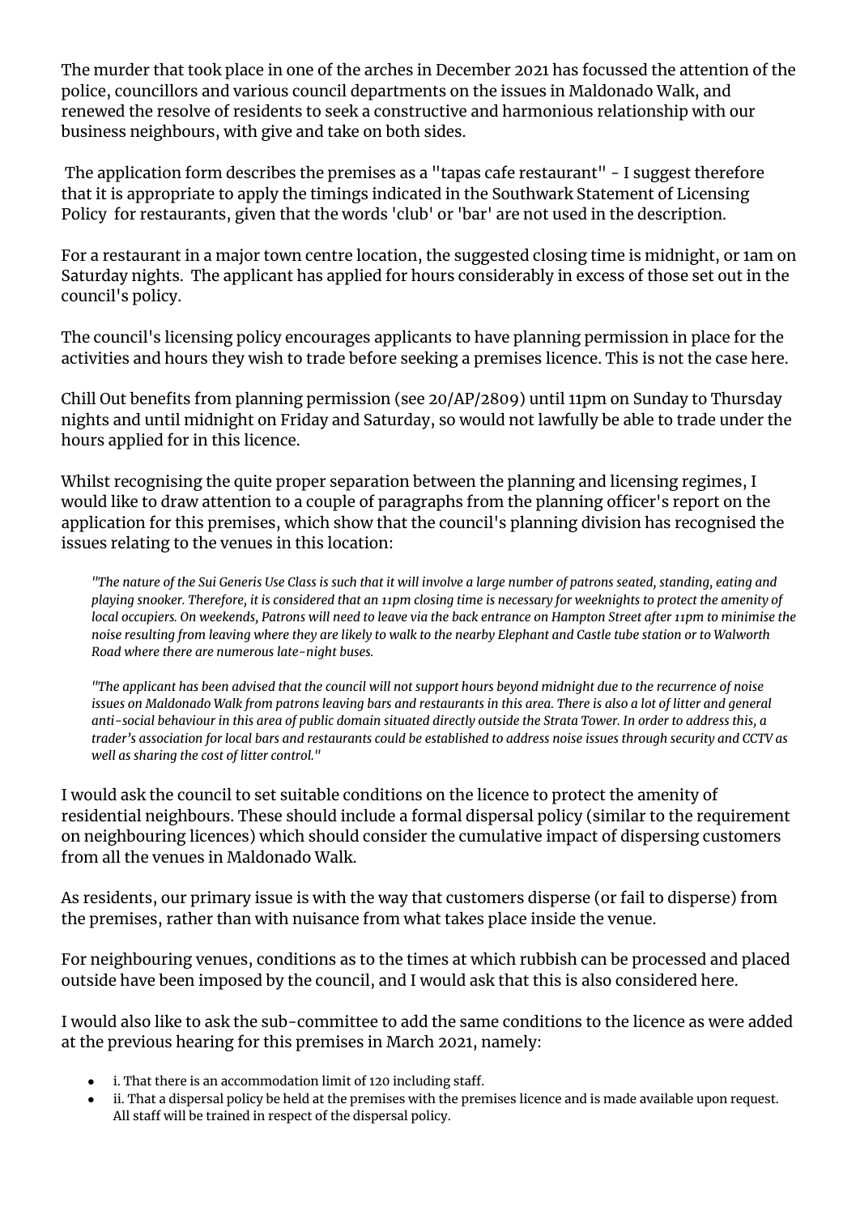The murder that took place in one of the arches in December 2021 has focussed the attention of the police, councillors and various council departments on the issues in Maldonado Walk, and renewed the resolve of residents to seek a constructive and harmonious relationship with our business neighbours, with give and take on both sides.

The application form describes the premises as a "tapas cafe restaurant" - I suggest therefore that it is appropriate to apply the timings indicated in the Southwark Statement of Licensing Policy for restaurants, given that the words 'club' or 'bar' are not used in the description.

For a restaurant in a major town centre location, the suggested closing time is midnight, or 1am on Saturday nights. The applicant has applied for hours considerably in excess of those set out in the council's policy.

The council's licensing policy encourages applicants to have planning permission in place for the activities and hours they wish to trade before seeking a premises licence. This is not the case here.

Chill Out benefits from planning permission (see 20/AP/2809) until 11pm on Sunday to Thursday nights and until midnight on Friday and Saturday, so would not lawfully be able to trade under the hours applied for in this licence.

Whilst recognising the quite proper separation between the planning and licensing regimes, I would like to draw attention to a couple of paragraphs from the planning officer's report on the application for this premises, which show that the council's planning division has recognised the issues relating to the venues in this location:

> *"The nature of the Sui Generis Use Class is such that it will involve a large number of patrons seated, standing, eating and playing snooker. Therefore, it is considered that an 11pm closing time is necessary for weeknights to protect the amenity of local occupiers. On weekends, Patrons will need to leave via the back entrance on Hampton Street after 11pm to minimise the noise resulting from leaving where they are likely to walk to the nearby Elephant and Castle tube station or to Walworth Road where there are numerous late-night buses.*
>
> *"The applicant has been advised that the council will not support hours beyond midnight due to the recurrence of noise issues on Maldonado Walk from patrons leaving bars and restaurants in this area. There is also a lot of litter and general anti-social behaviour in this area of public domain situated directly outside the Strata Tower. In order to address this, a trader's association for local bars and restaurants could be established to address noise issues through security and CCTV as well as sharing the cost of litter control."*

I would ask the council to set suitable conditions on the licence to protect the amenity of residential neighbours. These should include a formal dispersal policy (similar to the requirement on neighbouring licences) which should consider the cumulative impact of dispersing customers from all the venues in Maldonado Walk.

As residents, our primary issue is with the way that customers disperse (or fail to disperse) from the premises, rather than with nuisance from what takes place inside the venue.

For neighbouring venues, conditions as to the times at which rubbish can be processed and placed outside have been imposed by the council, and I would ask that this is also considered here.

I would also like to ask the sub-committee to add the same conditions to the licence as were added at the previous hearing for this premises in March 2021, namely:

- i. That there is an accommodation limit of 120 including staff.
- ii. That a dispersal policy be held at the premises with the premises licence and is made available upon request. All staff will be trained in respect of the dispersal policy.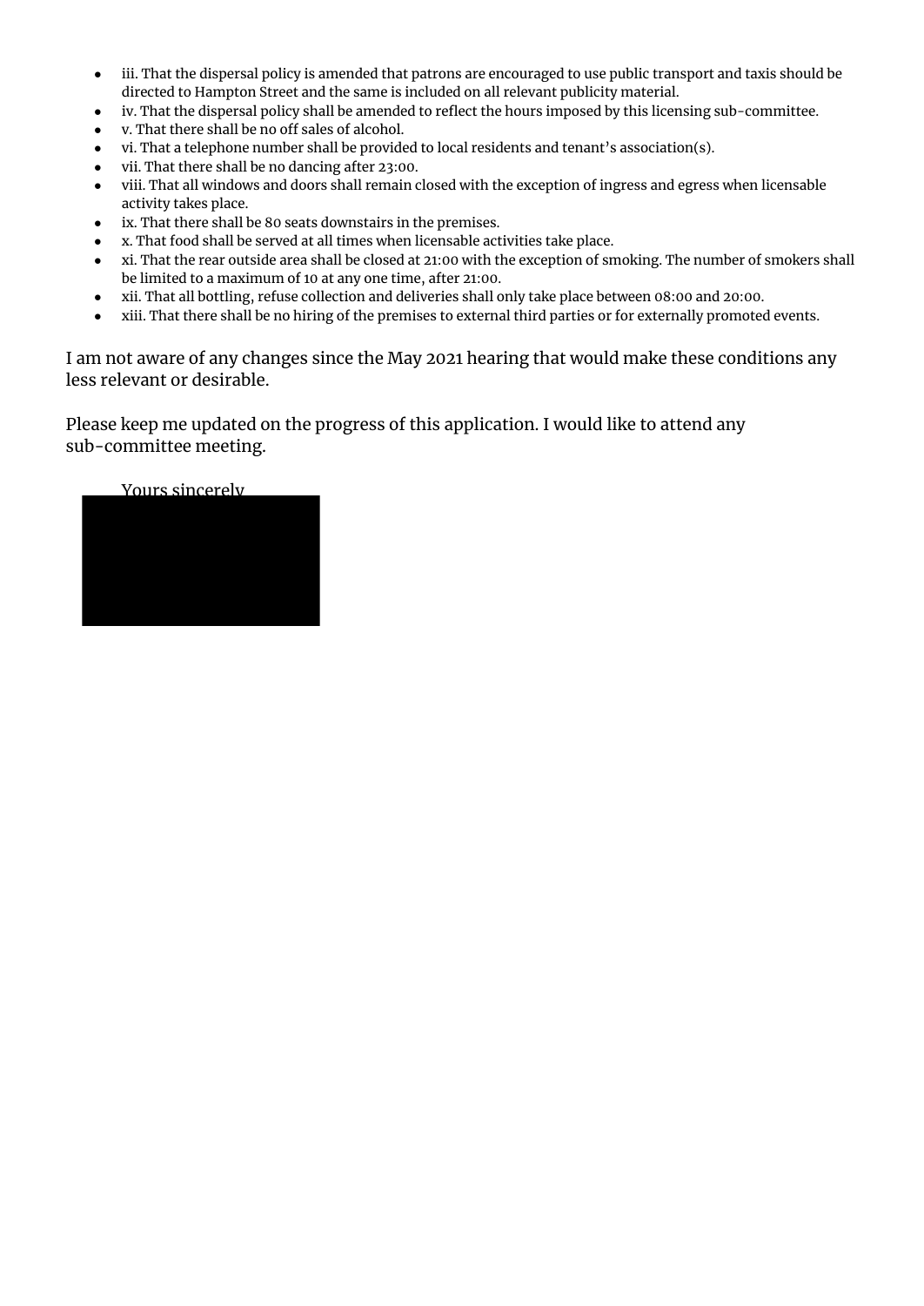- iii. That the dispersal policy is amended that patrons are encouraged to use public transport and taxis should be directed to Hampton Street and the same is included on all relevant publicity material.
- iv. That the dispersal policy shall be amended to reflect the hours imposed by this licensing sub-committee.
- v. That there shall be no off sales of alcohol.
- vi. That a telephone number shall be provided to local residents and tenant's association(s).
- vii. That there shall be no dancing after 23:00.
- viii. That all windows and doors shall remain closed with the exception of ingress and egress when licensable activity takes place.
- ix. That there shall be 80 seats downstairs in the premises.
- x. That food shall be served at all times when licensable activities take place.
- xi. That the rear outside area shall be closed at 21:00 with the exception of smoking. The number of smokers shall be limited to a maximum of 10 at any one time, after 21:00.
- xii. That all bottling, refuse collection and deliveries shall only take place between 08:00 and 20:00.
- xiii. That there shall be no hiring of the premises to external third parties or for externally promoted events.

I am not aware of any changes since the May 2021 hearing that would make these conditions any less relevant or desirable.

Please keep me updated on the progress of this application. I would like to attend any sub-committee meeting.

Yours sincerely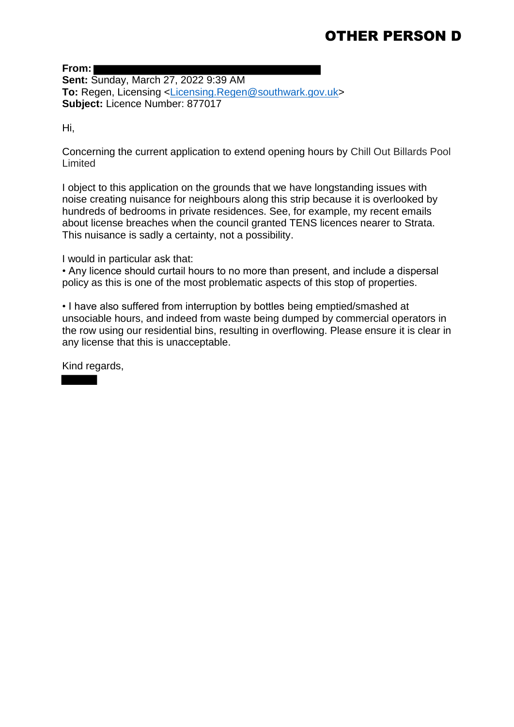# OTHER PERSON D

**From:** 
**Sent:** Sunday, March 27, 2022 9:39 AM
**To:** Regen, Licensing <Licensing.Regen@southwark.gov.uk>
**Subject:** Licence Number: 877017

Hi,

Concerning the current application to extend opening hours by Chill Out Billards Pool Limited

I object to this application on the grounds that we have longstanding issues with noise creating nuisance for neighbours along this strip because it is overlooked by hundreds of bedrooms in private residences. See, for example, my recent emails about license breaches when the council granted TENS licences nearer to Strata. This nuisance is sadly a certainty, not a possibility.

I would in particular ask that:

• Any licence should curtail hours to no more than present, and include a dispersal policy as this is one of the most problematic aspects of this stop of properties.

• I have also suffered from interruption by bottles being emptied/smashed at unsociable hours, and indeed from waste being dumped by commercial operators in the row using our residential bins, resulting in overflowing. Please ensure it is clear in any license that this is unacceptable.

Kind regards,